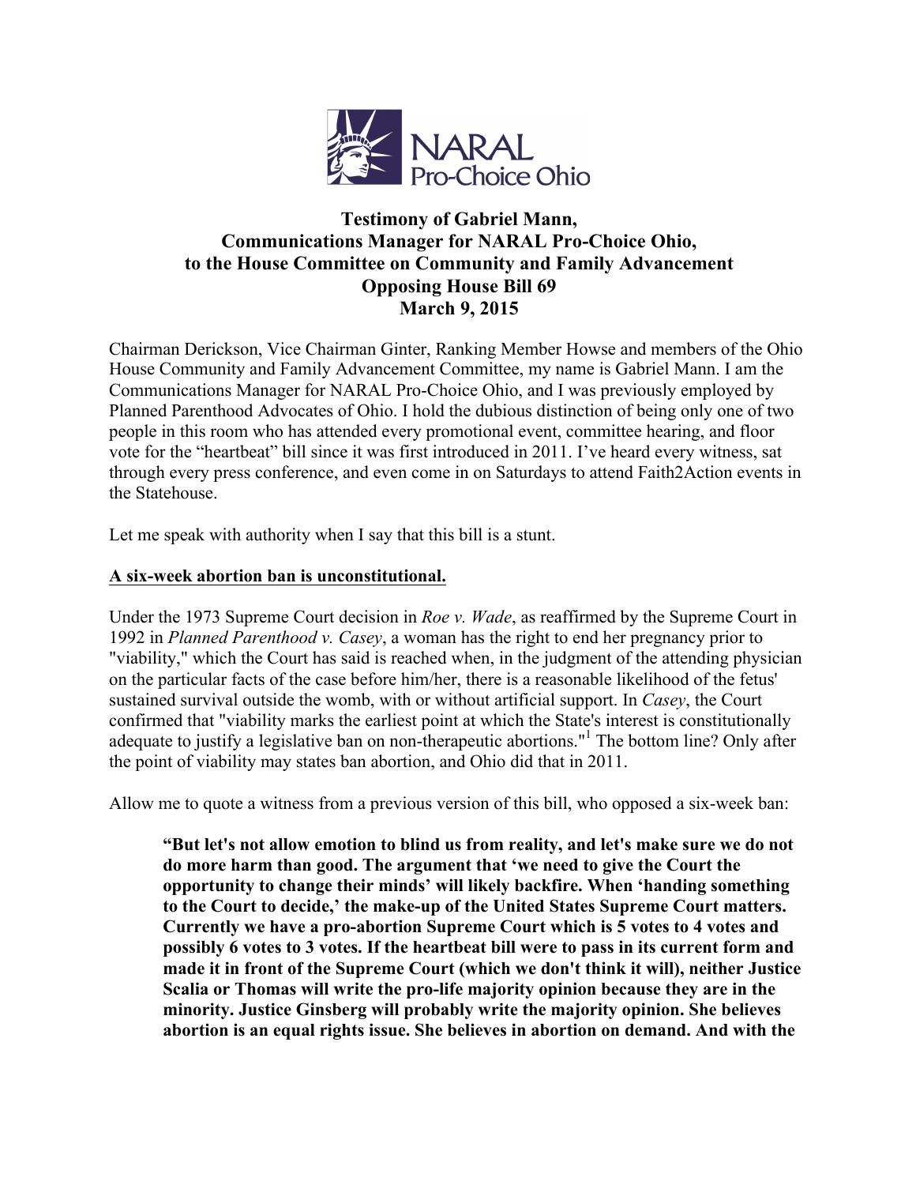NARAL Pro-Choice Ohio

**Testimony of Gabriel Mann,**
**Communications Manager for NARAL Pro-Choice Ohio,**
**to the House Committee on Community and Family Advancement**
**Opposing House Bill 69**
**March 9, 2015**

Chairman Derickson, Vice Chairman Ginter, Ranking Member Howse and members of the Ohio House Community and Family Advancement Committee, my name is Gabriel Mann. I am the Communications Manager for NARAL Pro-Choice Ohio, and I was previously employed by Planned Parenthood Advocates of Ohio. I hold the dubious distinction of being only one of two people in this room who has attended every promotional event, committee hearing, and floor vote for the "heartbeat" bill since it was first introduced in 2011. I've heard every witness, sat through every press conference, and even come in on Saturdays to attend Faith2Action events in the Statehouse.

Let me speak with authority when I say that this bill is a stunt.

**A six-week abortion ban is unconstitutional.**

Under the 1973 Supreme Court decision in *Roe v. Wade*, as reaffirmed by the Supreme Court in 1992 in *Planned Parenthood v. Casey*, a woman has the right to end her pregnancy prior to "viability," which the Court has said is reached when, in the judgment of the attending physician on the particular facts of the case before him/her, there is a reasonable likelihood of the fetus' sustained survival outside the womb, with or without artificial support. In *Casey*, the Court confirmed that "viability marks the earliest point at which the State's interest is constitutionally adequate to justify a legislative ban on non-therapeutic abortions."[1] The bottom line? Only after the point of viability may states ban abortion, and Ohio did that in 2011.

Allow me to quote a witness from a previous version of this bill, who opposed a six-week ban:

> **"But let's not allow emotion to blind us from reality, and let's make sure we do not do more harm than good. The argument that 'we need to give the Court the opportunity to change their minds' will likely backfire. When 'handing something to the Court to decide,' the make-up of the United States Supreme Court matters. Currently we have a pro-abortion Supreme Court which is 5 votes to 4 votes and possibly 6 votes to 3 votes. If the heartbeat bill were to pass in its current form and made it in front of the Supreme Court (which we don't think it will), neither Justice Scalia or Thomas will write the pro-life majority opinion because they are in the minority. Justice Ginsberg will probably write the majority opinion. She believes abortion is an equal rights issue. She believes in abortion on demand. And with the**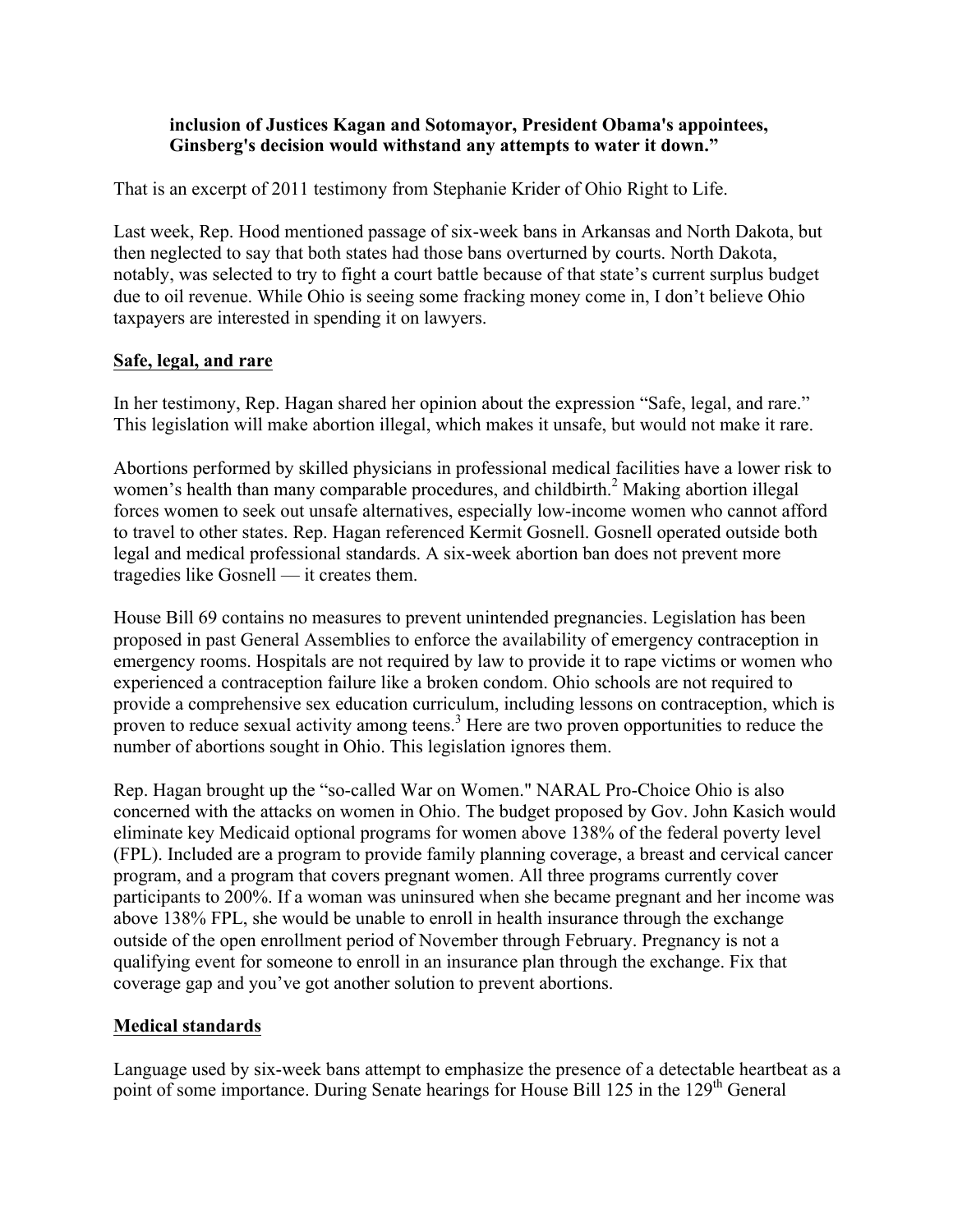**inclusion of Justices Kagan and Sotomayor, President Obama's appointees, Ginsberg's decision would withstand any attempts to water it down."**

That is an excerpt of 2011 testimony from Stephanie Krider of Ohio Right to Life.

Last week, Rep. Hood mentioned passage of six-week bans in Arkansas and North Dakota, but then neglected to say that both states had those bans overturned by courts. North Dakota, notably, was selected to try to fight a court battle because of that state's current surplus budget due to oil revenue. While Ohio is seeing some fracking money come in, I don't believe Ohio taxpayers are interested in spending it on lawyers.

## Safe, legal, and rare

In her testimony, Rep. Hagan shared her opinion about the expression "Safe, legal, and rare." This legislation will make abortion illegal, which makes it unsafe, but would not make it rare.

Abortions performed by skilled physicians in professional medical facilities have a lower risk to women's health than many comparable procedures, and childbirth.[2] Making abortion illegal forces women to seek out unsafe alternatives, especially low-income women who cannot afford to travel to other states. Rep. Hagan referenced Kermit Gosnell. Gosnell operated outside both legal and medical professional standards. A six-week abortion ban does not prevent more tragedies like Gosnell — it creates them.

House Bill 69 contains no measures to prevent unintended pregnancies. Legislation has been proposed in past General Assemblies to enforce the availability of emergency contraception in emergency rooms. Hospitals are not required by law to provide it to rape victims or women who experienced a contraception failure like a broken condom. Ohio schools are not required to provide a comprehensive sex education curriculum, including lessons on contraception, which is proven to reduce sexual activity among teens.[3] Here are two proven opportunities to reduce the number of abortions sought in Ohio. This legislation ignores them.

Rep. Hagan brought up the "so-called War on Women." NARAL Pro-Choice Ohio is also concerned with the attacks on women in Ohio. The budget proposed by Gov. John Kasich would eliminate key Medicaid optional programs for women above 138% of the federal poverty level (FPL). Included are a program to provide family planning coverage, a breast and cervical cancer program, and a program that covers pregnant women. All three programs currently cover participants to 200%. If a woman was uninsured when she became pregnant and her income was above 138% FPL, she would be unable to enroll in health insurance through the exchange outside of the open enrollment period of November through February. Pregnancy is not a qualifying event for someone to enroll in an insurance plan through the exchange. Fix that coverage gap and you've got another solution to prevent abortions.

## Medical standards

Language used by six-week bans attempt to emphasize the presence of a detectable heartbeat as a point of some importance. During Senate hearings for House Bill 125 in the 129th General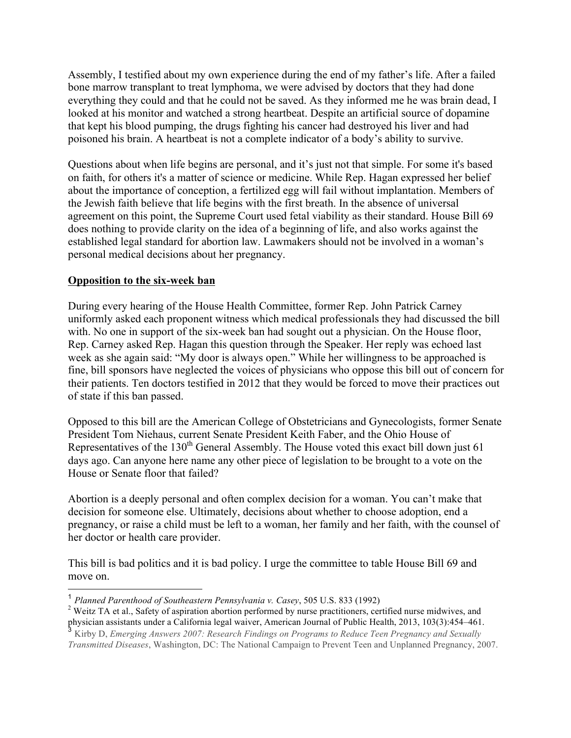Assembly, I testified about my own experience during the end of my father's life. After a failed bone marrow transplant to treat lymphoma, we were advised by doctors that they had done everything they could and that he could not be saved. As they informed me he was brain dead, I looked at his monitor and watched a strong heartbeat. Despite an artificial source of dopamine that kept his blood pumping, the drugs fighting his cancer had destroyed his liver and had poisoned his brain. A heartbeat is not a complete indicator of a body's ability to survive.

Questions about when life begins are personal, and it's just not that simple. For some it's based on faith, for others it's a matter of science or medicine. While Rep. Hagan expressed her belief about the importance of conception, a fertilized egg will fail without implantation. Members of the Jewish faith believe that life begins with the first breath. In the absence of universal agreement on this point, the Supreme Court used fetal viability as their standard. House Bill 69 does nothing to provide clarity on the idea of a beginning of life, and also works against the established legal standard for abortion law. Lawmakers should not be involved in a woman's personal medical decisions about her pregnancy.

**Opposition to the six-week ban**

During every hearing of the House Health Committee, former Rep. John Patrick Carney uniformly asked each proponent witness which medical professionals they had discussed the bill with. No one in support of the six-week ban had sought out a physician. On the House floor, Rep. Carney asked Rep. Hagan this question through the Speaker. Her reply was echoed last week as she again said: "My door is always open." While her willingness to be approached is fine, bill sponsors have neglected the voices of physicians who oppose this bill out of concern for their patients. Ten doctors testified in 2012 that they would be forced to move their practices out of state if this ban passed.

Opposed to this bill are the American College of Obstetricians and Gynecologists, former Senate President Tom Niehaus, current Senate President Keith Faber, and the Ohio House of Representatives of the 130th General Assembly. The House voted this exact bill down just 61 days ago. Can anyone here name any other piece of legislation to be brought to a vote on the House or Senate floor that failed?

Abortion is a deeply personal and often complex decision for a woman. You can't make that decision for someone else. Ultimately, decisions about whether to choose adoption, end a pregnancy, or raise a child must be left to a woman, her family and her faith, with the counsel of her doctor or health care provider.

This bill is bad politics and it is bad policy. I urge the committee to table House Bill 69 and move on.

---

[1] *Planned Parenthood of Southeastern Pennsylvania v. Casey*, 505 U.S. 833 (1992)

[2] Weitz TA et al., Safety of aspiration abortion performed by nurse practitioners, certified nurse midwives, and physician assistants under a California legal waiver, American Journal of Public Health, 2013, 103(3):454–461.

[3] Kirby D, *Emerging Answers 2007: Research Findings on Programs to Reduce Teen Pregnancy and Sexually Transmitted Diseases*, Washington, DC: The National Campaign to Prevent Teen and Unplanned Pregnancy, 2007.